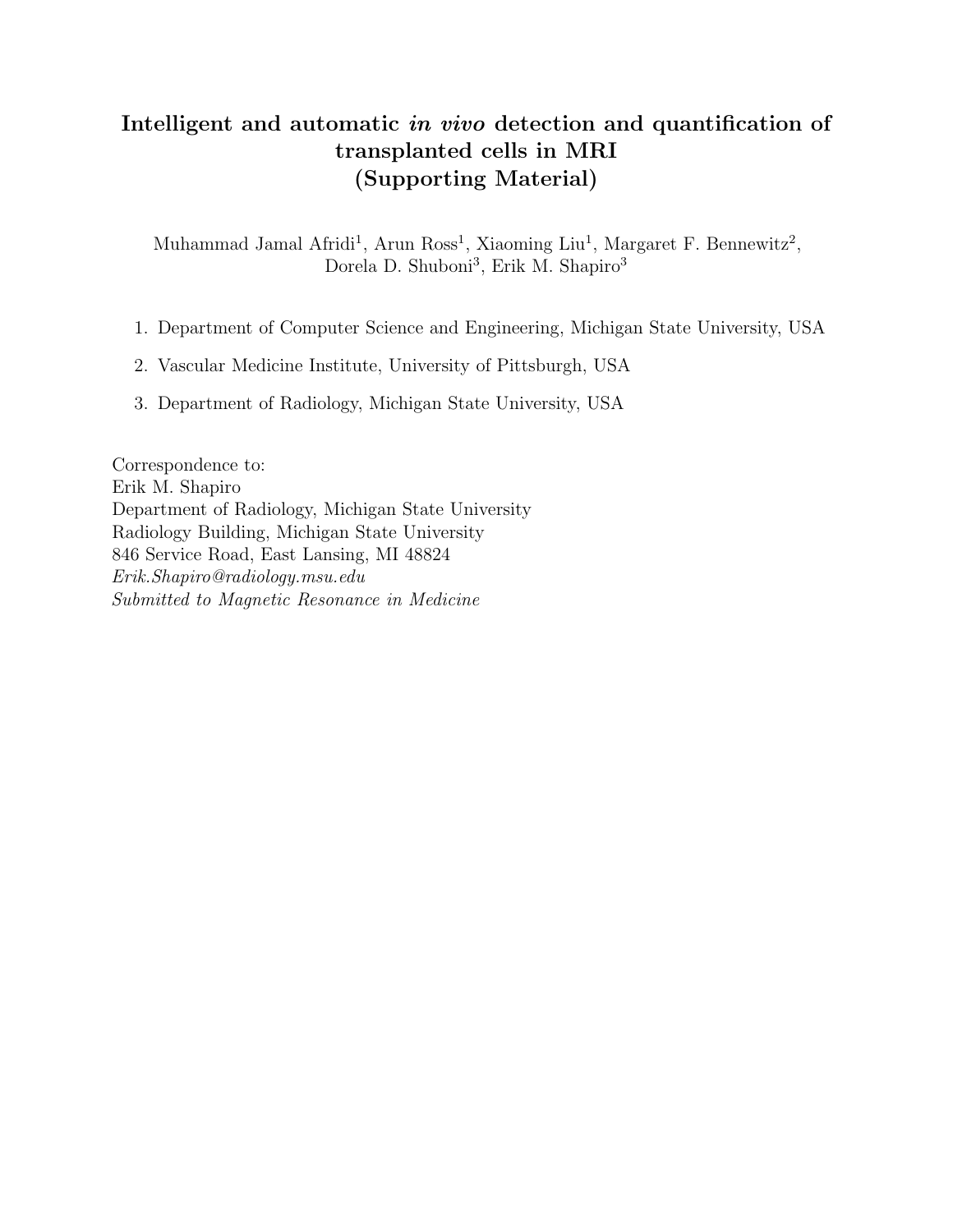# Intelligent and automatic *in vivo* detection and quantification of transplanted cells in MRI
## (Supporting Material)

Muhammad Jamal Afridi[1], Arun Ross[1], Xiaoming Liu[1], Margaret F. Bennewitz[2], Dorela D. Shuboni[3], Erik M. Shapiro[3]

1. Department of Computer Science and Engineering, Michigan State University, USA
2. Vascular Medicine Institute, University of Pittsburgh, USA
3. Department of Radiology, Michigan State University, USA

Correspondence to:
Erik M. Shapiro
Department of Radiology, Michigan State University
Radiology Building, Michigan State University
846 Service Road, East Lansing, MI 48824
*Erik.Shapiro@radiology.msu.edu*
*Submitted to Magnetic Resonance in Medicine*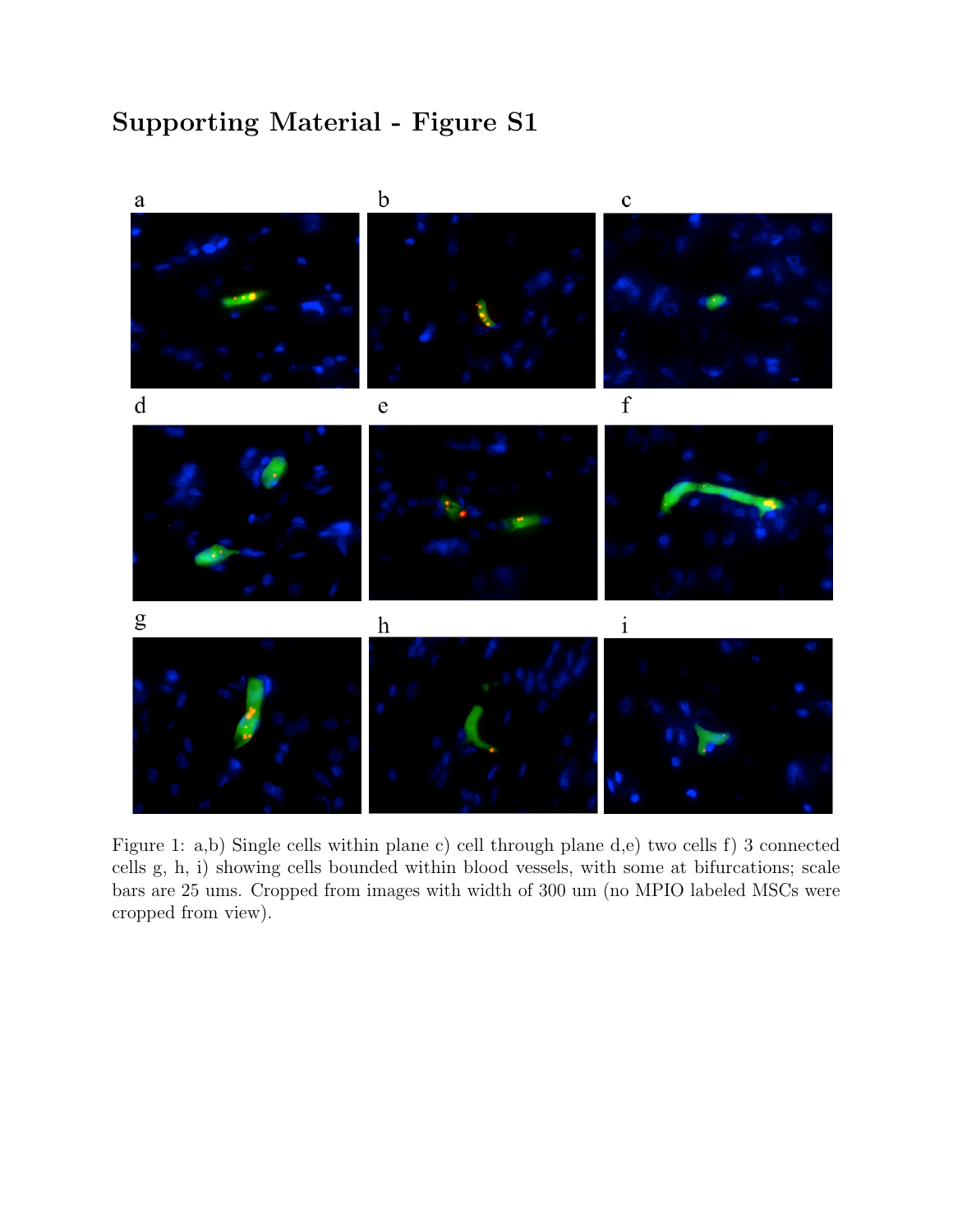# Supporting Material - Figure S1

Figure 1: a,b) Single cells within plane c) cell through plane d,e) two cells f) 3 connected cells g, h, i) showing cells bounded within blood vessels, with some at bifurcations; scale bars are 25 ums. Cropped from images with width of 300 um (no MPIO labeled MSCs were cropped from view).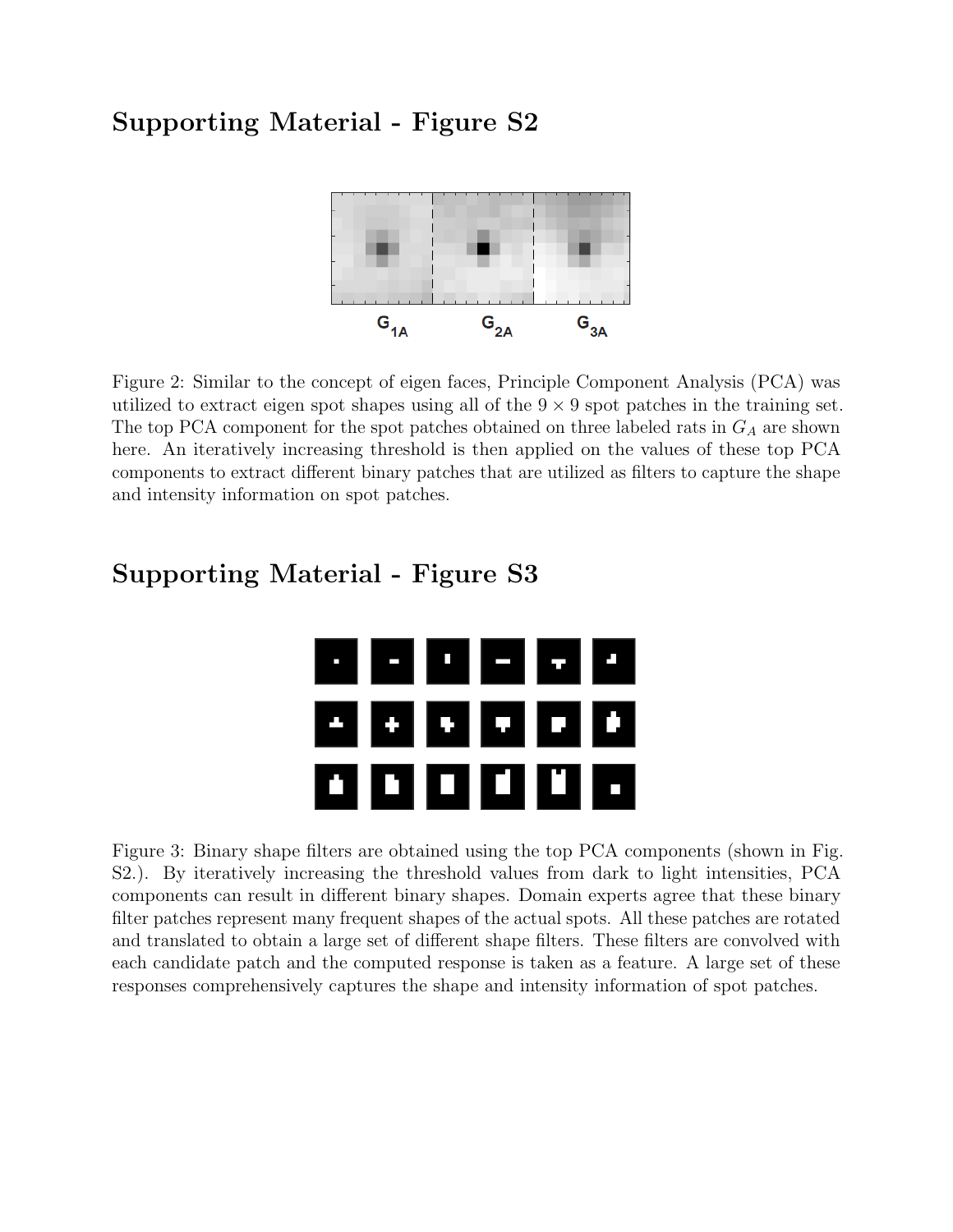# Supporting Material - Figure S2

Figure 2: Similar to the concept of eigen faces, Principle Component Analysis (PCA) was utilized to extract eigen spot shapes using all of the $9 \times 9$ spot patches in the training set. The top PCA component for the spot patches obtained on three labeled rats in $G_A$ are shown here. An iteratively increasing threshold is then applied on the values of these top PCA components to extract different binary patches that are utilized as filters to capture the shape and intensity information on spot patches.

# Supporting Material - Figure S3

Figure 3: Binary shape filters are obtained using the top PCA components (shown in Fig. S2.). By iteratively increasing the threshold values from dark to light intensities, PCA components can result in different binary shapes. Domain experts agree that these binary filter patches represent many frequent shapes of the actual spots. All these patches are rotated and translated to obtain a large set of different shape filters. These filters are convolved with each candidate patch and the computed response is taken as a feature. A large set of these responses comprehensively captures the shape and intensity information of spot patches.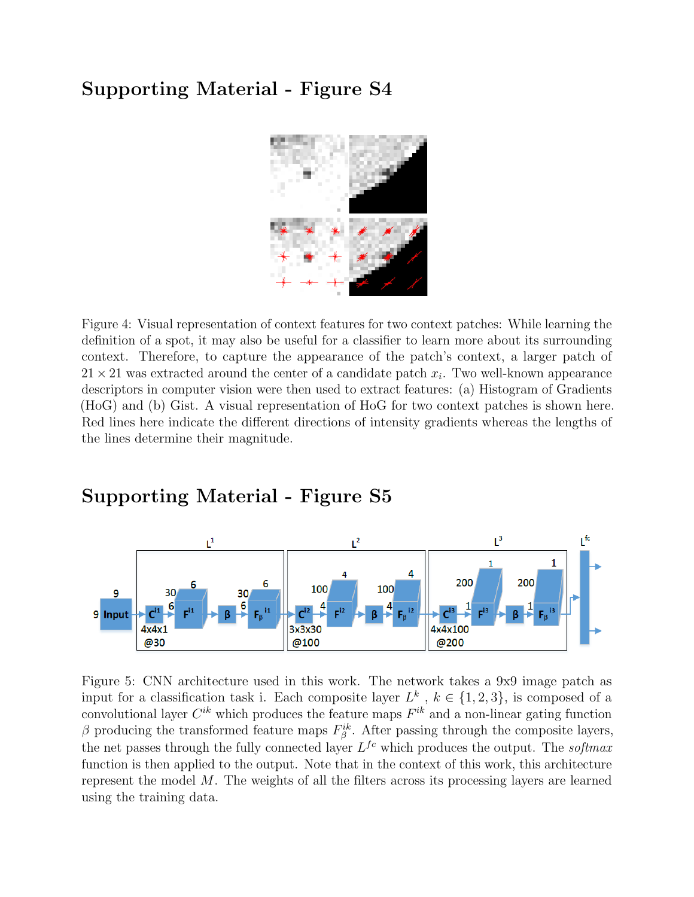## Supporting Material - Figure S4

Figure 4: Visual representation of context features for two context patches: While learning the definition of a spot, it may also be useful for a classifier to learn more about its surrounding context. Therefore, to capture the appearance of the patch's context, a larger patch of $21 \times 21$ was extracted around the center of a candidate patch $x_i$. Two well-known appearance descriptors in computer vision were then used to extract features: (a) Histogram of Gradients (HoG) and (b) Gist. A visual representation of HoG for two context patches is shown here. Red lines here indicate the different directions of intensity gradients whereas the lengths of the lines determine their magnitude.

## Supporting Material - Figure S5

Figure 5: CNN architecture used in this work. The network takes a 9x9 image patch as input for a classification task i. Each composite layer $L^k$ , $k \in \{1, 2, 3\}$, is composed of a convolutional layer $C^{ik}$ which produces the feature maps $F^{ik}$ and a non-linear gating function $\beta$ producing the transformed feature maps $F_\beta^{ik}$. After passing through the composite layers, the net passes through the fully connected layer $L^{fc}$ which produces the output. The *softmax* function is then applied to the output. Note that in the context of this work, this architecture represent the model $M$. The weights of all the filters across its processing layers are learned using the training data.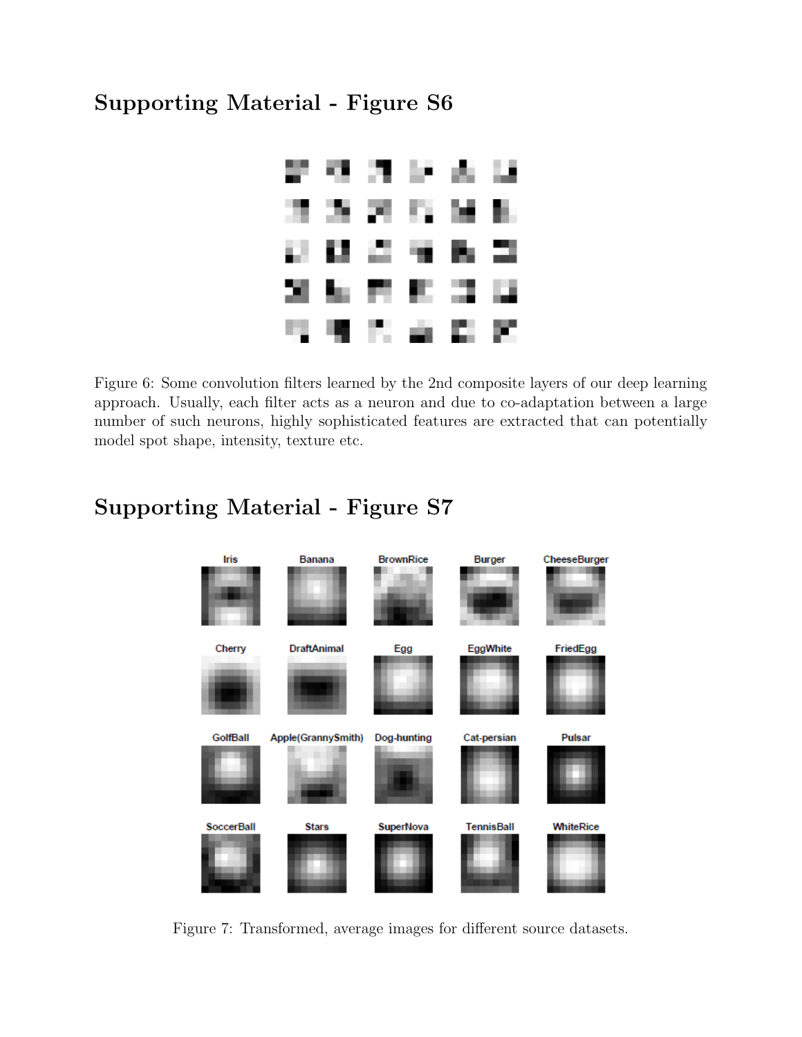## Supporting Material - Figure S6

Figure 6: Some convolution filters learned by the 2nd composite layers of our deep learning approach. Usually, each filter acts as a neuron and due to co-adaptation between a large number of such neurons, highly sophisticated features are extracted that can potentially model spot shape, intensity, texture etc.

## Supporting Material - Figure S7

Figure 7: Transformed, average images for different source datasets.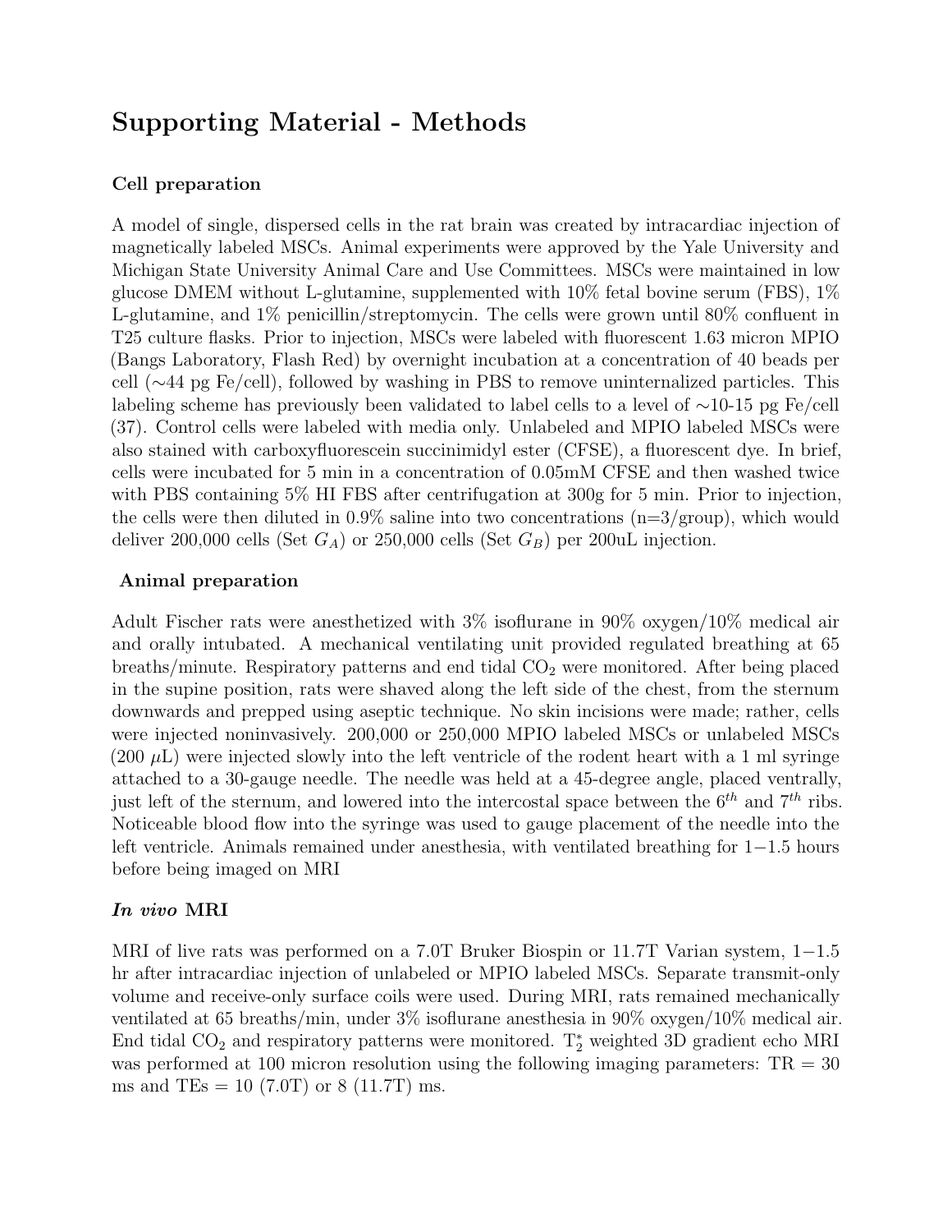# Supporting Material - Methods

### Cell preparation

A model of single, dispersed cells in the rat brain was created by intracardiac injection of magnetically labeled MSCs. Animal experiments were approved by the Yale University and Michigan State University Animal Care and Use Committees. MSCs were maintained in low glucose DMEM without L-glutamine, supplemented with 10% fetal bovine serum (FBS), 1% L-glutamine, and 1% penicillin/streptomycin. The cells were grown until 80% confluent in T25 culture flasks. Prior to injection, MSCs were labeled with fluorescent 1.63 micron MPIO (Bangs Laboratory, Flash Red) by overnight incubation at a concentration of 40 beads per cell (∼44 pg Fe/cell), followed by washing in PBS to remove uninternalized particles. This labeling scheme has previously been validated to label cells to a level of ∼10-15 pg Fe/cell (37). Control cells were labeled with media only. Unlabeled and MPIO labeled MSCs were also stained with carboxyfluorescein succinimidyl ester (CFSE), a fluorescent dye. In brief, cells were incubated for 5 min in a concentration of 0.05mM CFSE and then washed twice with PBS containing 5% HI FBS after centrifugation at 300g for 5 min. Prior to injection, the cells were then diluted in 0.9% saline into two concentrations (n=3/group), which would deliver 200,000 cells (Set $G_A$) or 250,000 cells (Set $G_B$) per 200uL injection.

### Animal preparation

Adult Fischer rats were anesthetized with 3% isoflurane in 90% oxygen/10% medical air and orally intubated. A mechanical ventilating unit provided regulated breathing at 65 breaths/minute. Respiratory patterns and end tidal $CO_2$ were monitored. After being placed in the supine position, rats were shaved along the left side of the chest, from the sternum downwards and prepped using aseptic technique. No skin incisions were made; rather, cells were injected noninvasively. 200,000 or 250,000 MPIO labeled MSCs or unlabeled MSCs (200 $\mu$L) were injected slowly into the left ventricle of the rodent heart with a 1 ml syringe attached to a 30-gauge needle. The needle was held at a 45-degree angle, placed ventrally, just left of the sternum, and lowered into the intercostal space between the $6^{th}$ and $7^{th}$ ribs. Noticeable blood flow into the syringe was used to gauge placement of the needle into the left ventricle. Animals remained under anesthesia, with ventilated breathing for 1−1.5 hours before being imaged on MRI

### *In vivo* MRI

MRI of live rats was performed on a 7.0T Bruker Biospin or 11.7T Varian system, 1−1.5 hr after intracardiac injection of unlabeled or MPIO labeled MSCs. Separate transmit-only volume and receive-only surface coils were used. During MRI, rats remained mechanically ventilated at 65 breaths/min, under 3% isoflurane anesthesia in 90% oxygen/10% medical air. End tidal $CO_2$ and respiratory patterns were monitored. $T_2^*$ weighted 3D gradient echo MRI was performed at 100 micron resolution using the following imaging parameters: TR = 30 ms and TEs = 10 (7.0T) or 8 (11.7T) ms.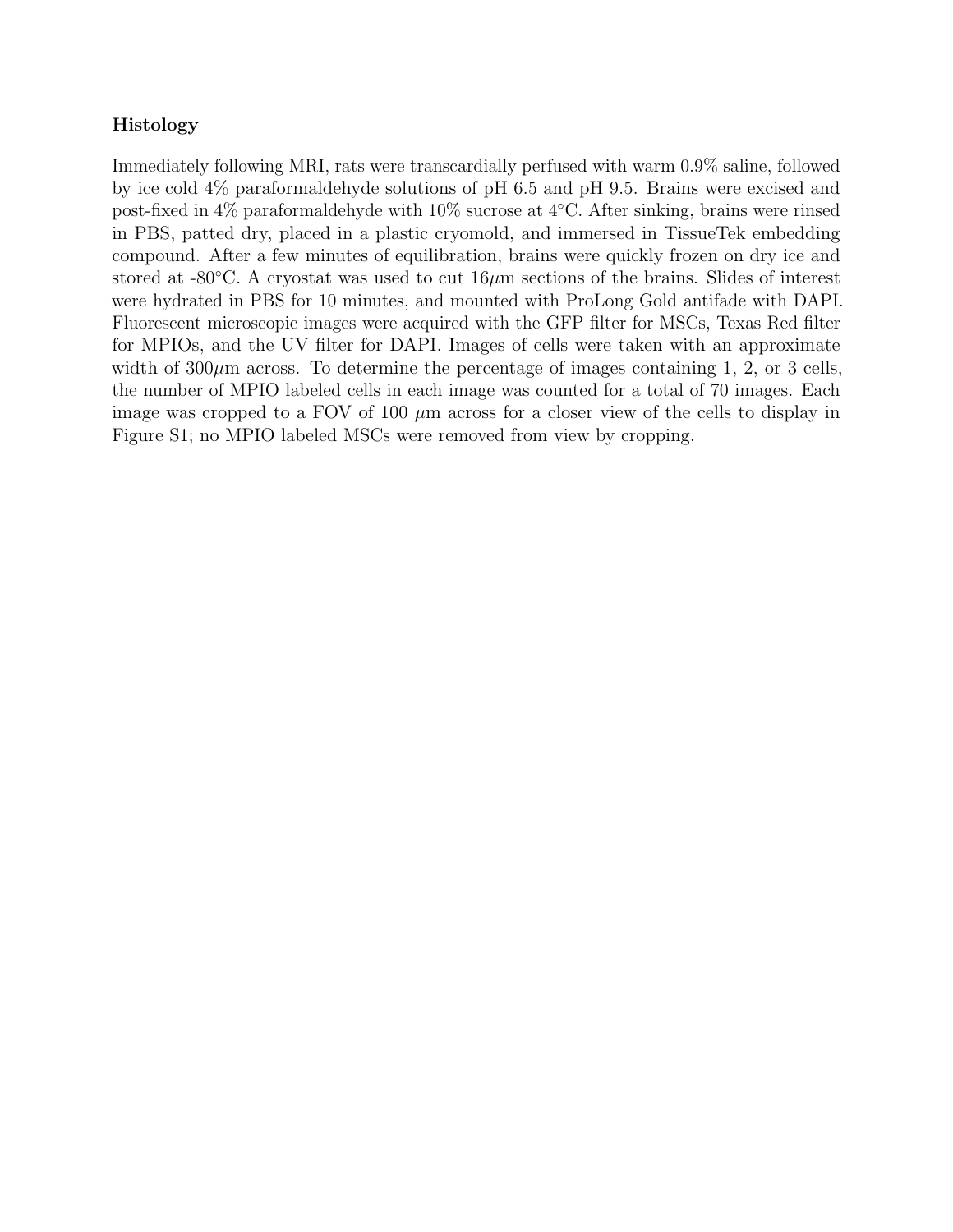**Histology**

Immediately following MRI, rats were transcardially perfused with warm 0.9% saline, followed by ice cold 4% paraformaldehyde solutions of pH 6.5 and pH 9.5. Brains were excised and post-fixed in 4% paraformaldehyde with 10% sucrose at 4°C. After sinking, brains were rinsed in PBS, patted dry, placed in a plastic cryomold, and immersed in TissueTek embedding compound. After a few minutes of equilibration, brains were quickly frozen on dry ice and stored at -80°C. A cryostat was used to cut 16$\mu$m sections of the brains. Slides of interest were hydrated in PBS for 10 minutes, and mounted with ProLong Gold antifade with DAPI. Fluorescent microscopic images were acquired with the GFP filter for MSCs, Texas Red filter for MPIOs, and the UV filter for DAPI. Images of cells were taken with an approximate width of 300$\mu$m across. To determine the percentage of images containing 1, 2, or 3 cells, the number of MPIO labeled cells in each image was counted for a total of 70 images. Each image was cropped to a FOV of 100 $\mu$m across for a closer view of the cells to display in Figure S1; no MPIO labeled MSCs were removed from view by cropping.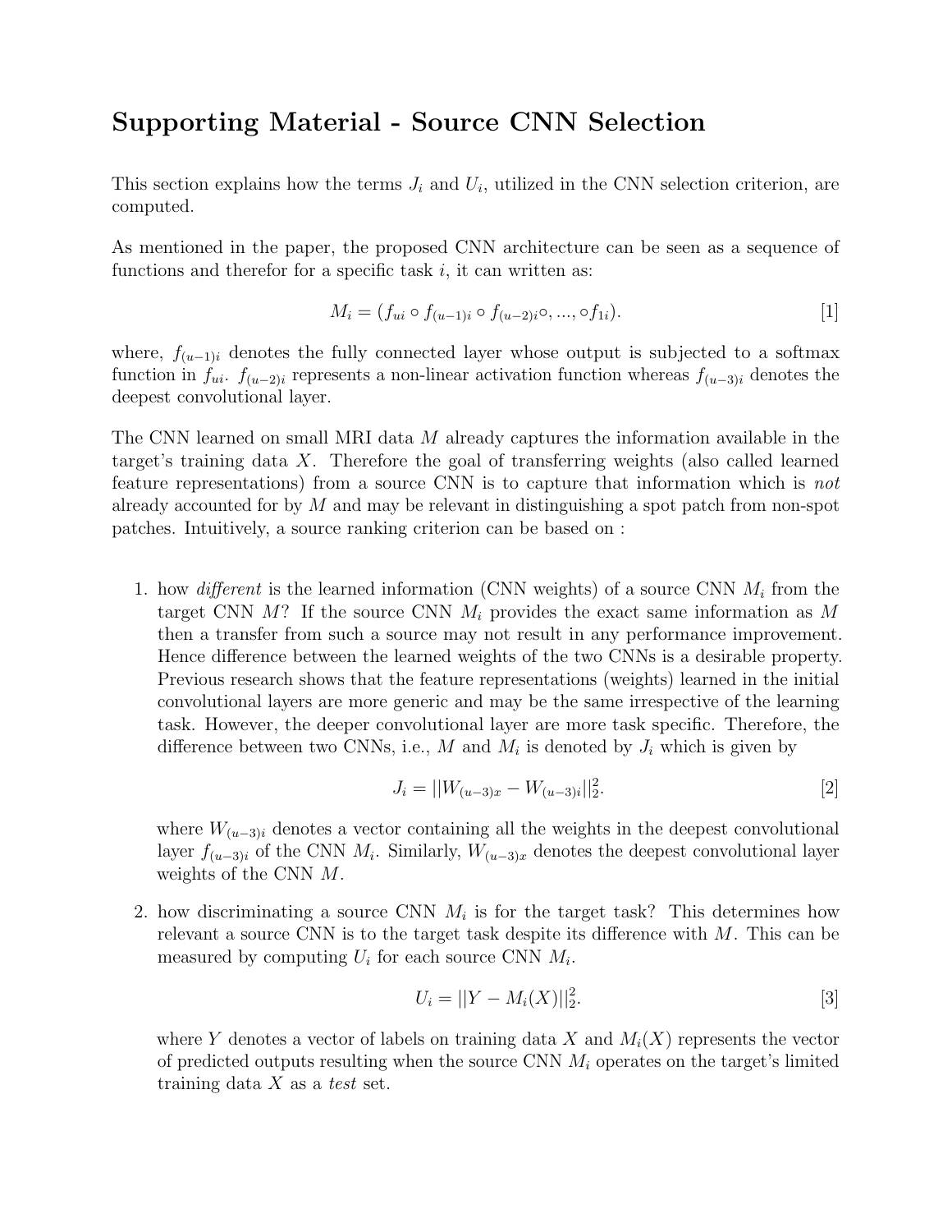# Supporting Material - Source CNN Selection

This section explains how the terms $J_i$ and $U_i$, utilized in the CNN selection criterion, are computed.

As mentioned in the paper, the proposed CNN architecture can be seen as a sequence of functions and therefor for a specific task $i$, it can written as:

$$M_i = (f_{ui} \circ f_{(u-1)i} \circ f_{(u-2)i} \circ, ..., \circ f_{1i}). \quad [1]$$

where, $f_{(u-1)i}$ denotes the fully connected layer whose output is subjected to a softmax function in $f_{ui}$. $f_{(u-2)i}$ represents a non-linear activation function whereas $f_{(u-3)i}$ denotes the deepest convolutional layer.

The CNN learned on small MRI data $M$ already captures the information available in the target's training data $X$. Therefore the goal of transferring weights (also called learned feature representations) from a source CNN is to capture that information which is *not* already accounted for by $M$ and may be relevant in distinguishing a spot patch from non-spot patches. Intuitively, a source ranking criterion can be based on :

1. how *different* is the learned information (CNN weights) of a source CNN $M_i$ from the target CNN $M$? If the source CNN $M_i$ provides the exact same information as $M$ then a transfer from such a source may not result in any performance improvement. Hence difference between the learned weights of the two CNNs is a desirable property. Previous research shows that the feature representations (weights) learned in the initial convolutional layers are more generic and may be the same irrespective of the learning task. However, the deeper convolutional layer are more task specific. Therefore, the difference between two CNNs, i.e., $M$ and $M_i$ is denoted by $J_i$ which is given by

$$J_i = ||W_{(u-3)x} - W_{(u-3)i}||_2^2. \quad [2]$$

   where $W_{(u-3)i}$ denotes a vector containing all the weights in the deepest convolutional layer $f_{(u-3)i}$ of the CNN $M_i$. Similarly, $W_{(u-3)x}$ denotes the deepest convolutional layer weights of the CNN $M$.

2. how discriminating a source CNN $M_i$ is for the target task? This determines how relevant a source CNN is to the target task despite its difference with $M$. This can be measured by computing $U_i$ for each source CNN $M_i$.

$$U_i = ||Y - M_i(X)||_2^2. \quad [3]$$

   where $Y$ denotes a vector of labels on training data $X$ and $M_i(X)$ represents the vector of predicted outputs resulting when the source CNN $M_i$ operates on the target's limited training data $X$ as a *test* set.